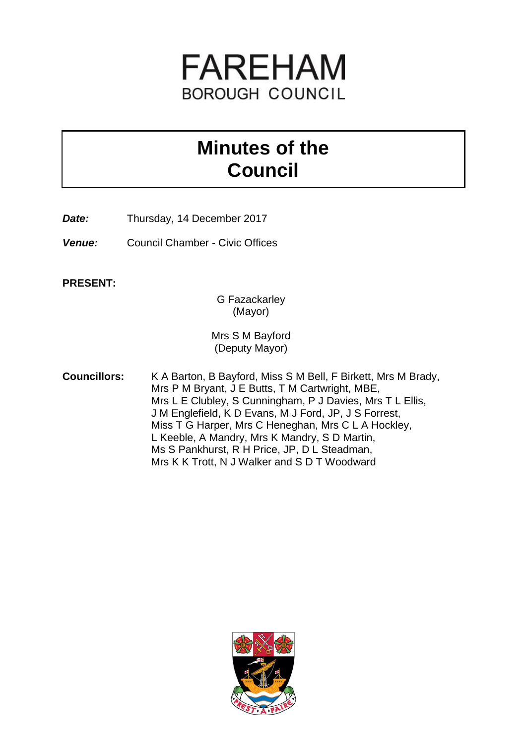# FAREHAM
BOROUGH COUNCIL

# Minutes of the Council

***Date:*** Thursday, 14 December 2017

***Venue:*** Council Chamber - Civic Offices

**PRESENT:**

G Fazackarley
(Mayor)

Mrs S M Bayford
(Deputy Mayor)

**Councillors:** K A Barton, B Bayford, Miss S M Bell, F Birkett, Mrs M Brady, Mrs P M Bryant, J E Butts, T M Cartwright, MBE, Mrs L E Clubley, S Cunningham, P J Davies, Mrs T L Ellis, J M Englefield, K D Evans, M J Ford, JP, J S Forrest, Miss T G Harper, Mrs C Heneghan, Mrs C L A Hockley, L Keeble, A Mandry, Mrs K Mandry, S D Martin, Ms S Pankhurst, R H Price, JP, D L Steadman, Mrs K K Trott, N J Walker and S D T Woodward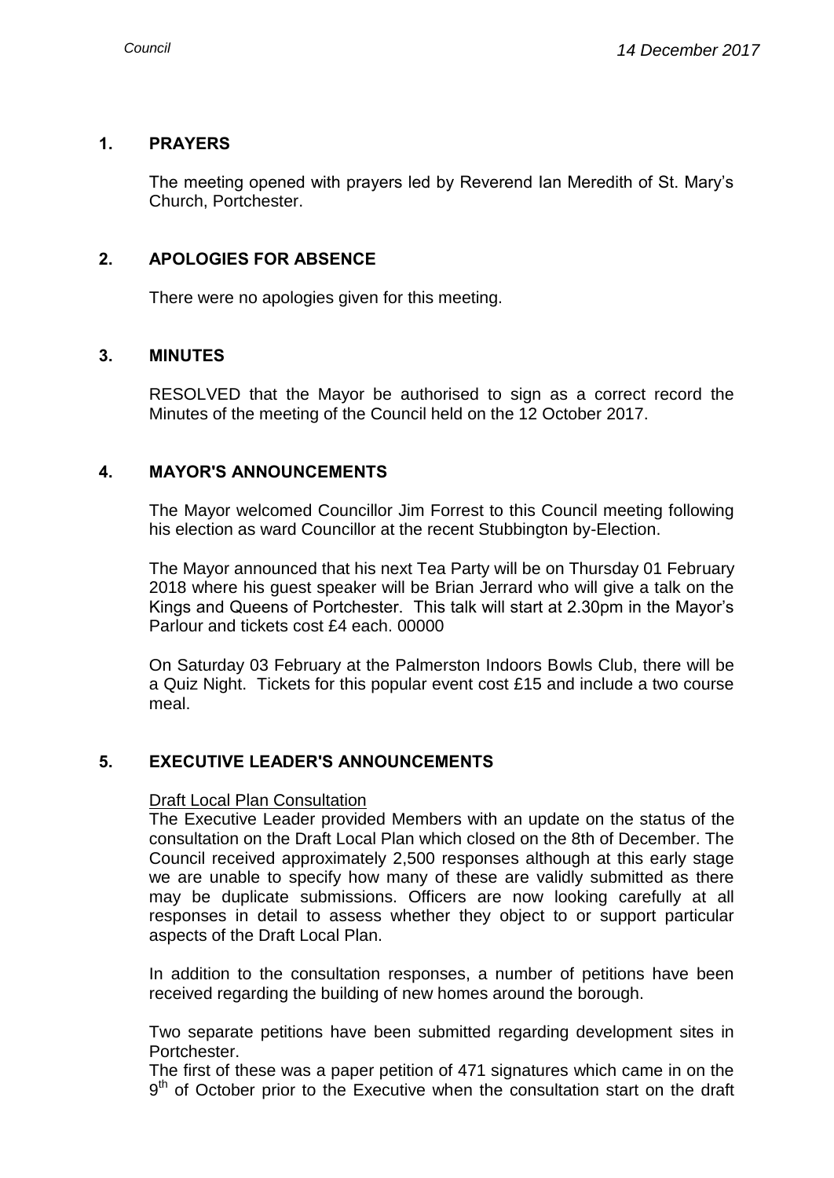## 1. PRAYERS

The meeting opened with prayers led by Reverend Ian Meredith of St. Mary's Church, Portchester.

## 2. APOLOGIES FOR ABSENCE

There were no apologies given for this meeting.

## 3. MINUTES

RESOLVED that the Mayor be authorised to sign as a correct record the Minutes of the meeting of the Council held on the 12 October 2017.

## 4. MAYOR'S ANNOUNCEMENTS

The Mayor welcomed Councillor Jim Forrest to this Council meeting following his election as ward Councillor at the recent Stubbington by-Election.

The Mayor announced that his next Tea Party will be on Thursday 01 February 2018 where his guest speaker will be Brian Jerrard who will give a talk on the Kings and Queens of Portchester. This talk will start at 2.30pm in the Mayor's Parlour and tickets cost £4 each. 00000

On Saturday 03 February at the Palmerston Indoors Bowls Club, there will be a Quiz Night. Tickets for this popular event cost £15 and include a two course meal.

## 5. EXECUTIVE LEADER'S ANNOUNCEMENTS

Draft Local Plan Consultation

The Executive Leader provided Members with an update on the status of the consultation on the Draft Local Plan which closed on the 8th of December. The Council received approximately 2,500 responses although at this early stage we are unable to specify how many of these are validly submitted as there may be duplicate submissions. Officers are now looking carefully at all responses in detail to assess whether they object to or support particular aspects of the Draft Local Plan.

In addition to the consultation responses, a number of petitions have been received regarding the building of new homes around the borough.

Two separate petitions have been submitted regarding development sites in Portchester.

The first of these was a paper petition of 471 signatures which came in on the 9th of October prior to the Executive when the consultation start on the draft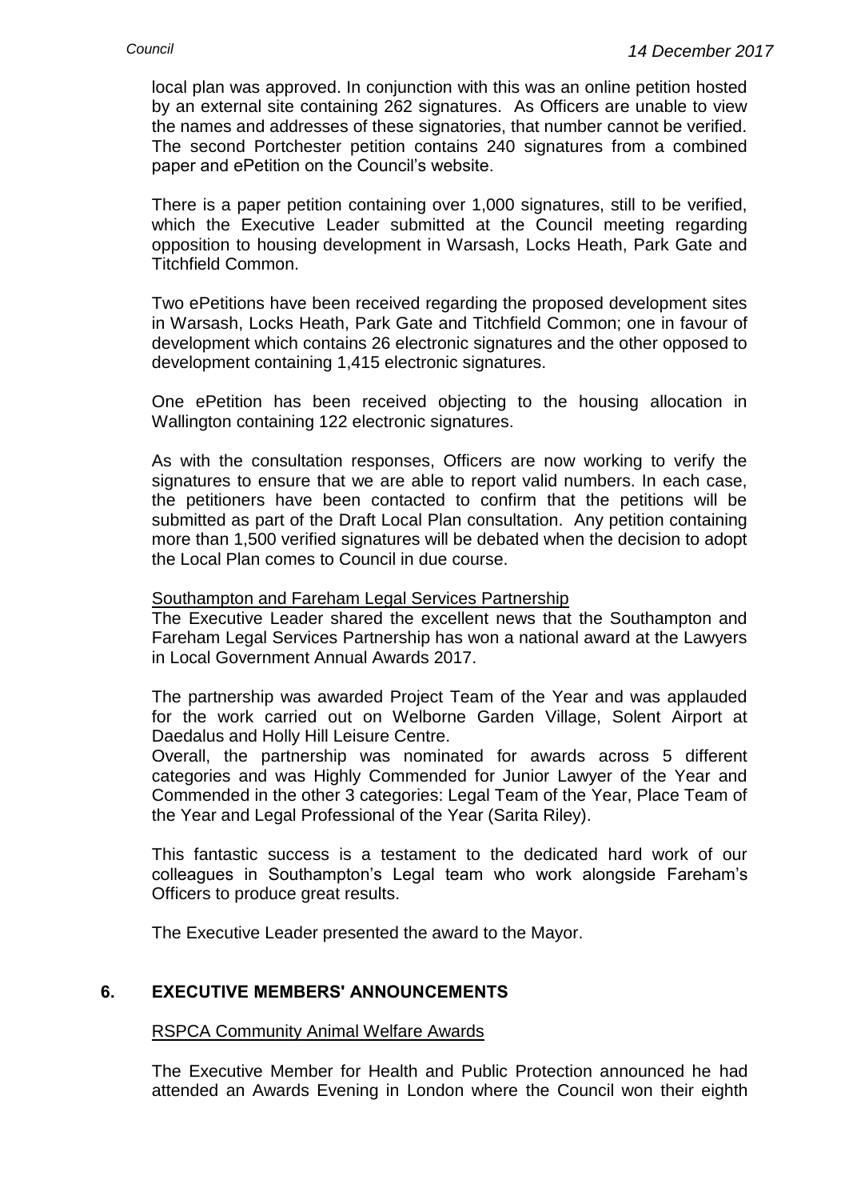local plan was approved. In conjunction with this was an online petition hosted by an external site containing 262 signatures. As Officers are unable to view the names and addresses of these signatories, that number cannot be verified. The second Portchester petition contains 240 signatures from a combined paper and ePetition on the Council's website.

There is a paper petition containing over 1,000 signatures, still to be verified, which the Executive Leader submitted at the Council meeting regarding opposition to housing development in Warsash, Locks Heath, Park Gate and Titchfield Common.

Two ePetitions have been received regarding the proposed development sites in Warsash, Locks Heath, Park Gate and Titchfield Common; one in favour of development which contains 26 electronic signatures and the other opposed to development containing 1,415 electronic signatures.

One ePetition has been received objecting to the housing allocation in Wallington containing 122 electronic signatures.

As with the consultation responses, Officers are now working to verify the signatures to ensure that we are able to report valid numbers. In each case, the petitioners have been contacted to confirm that the petitions will be submitted as part of the Draft Local Plan consultation. Any petition containing more than 1,500 verified signatures will be debated when the decision to adopt the Local Plan comes to Council in due course.

<u>Southampton and Fareham Legal Services Partnership</u>

The Executive Leader shared the excellent news that the Southampton and Fareham Legal Services Partnership has won a national award at the Lawyers in Local Government Annual Awards 2017.

The partnership was awarded Project Team of the Year and was applauded for the work carried out on Welborne Garden Village, Solent Airport at Daedalus and Holly Hill Leisure Centre.

Overall, the partnership was nominated for awards across 5 different categories and was Highly Commended for Junior Lawyer of the Year and Commended in the other 3 categories: Legal Team of the Year, Place Team of the Year and Legal Professional of the Year (Sarita Riley).

This fantastic success is a testament to the dedicated hard work of our colleagues in Southampton's Legal team who work alongside Fareham's Officers to produce great results.

The Executive Leader presented the award to the Mayor.

## 6. EXECUTIVE MEMBERS' ANNOUNCEMENTS

<u>RSPCA Community Animal Welfare Awards</u>

The Executive Member for Health and Public Protection announced he had attended an Awards Evening in London where the Council won their eighth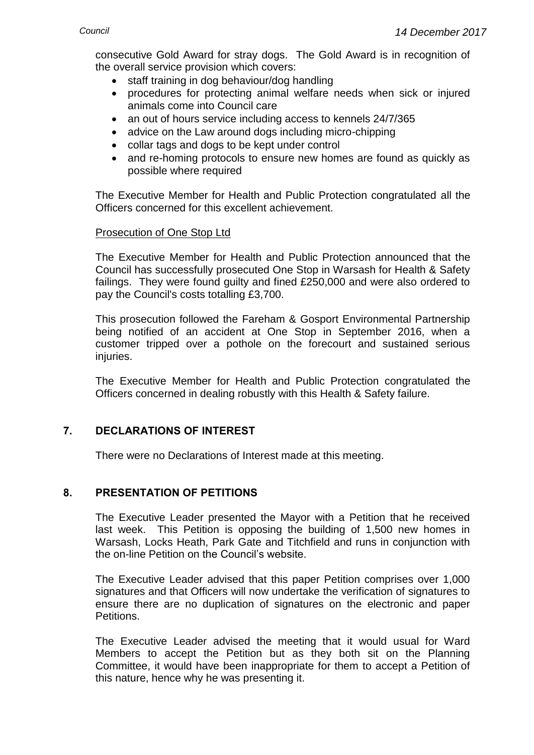consecutive Gold Award for stray dogs. The Gold Award is in recognition of the overall service provision which covers:

- staff training in dog behaviour/dog handling
- procedures for protecting animal welfare needs when sick or injured animals come into Council care
- an out of hours service including access to kennels 24/7/365
- advice on the Law around dogs including micro-chipping
- collar tags and dogs to be kept under control
- and re-homing protocols to ensure new homes are found as quickly as possible where required

The Executive Member for Health and Public Protection congratulated all the Officers concerned for this excellent achievement.

Prosecution of One Stop Ltd

The Executive Member for Health and Public Protection announced that the Council has successfully prosecuted One Stop in Warsash for Health & Safety failings. They were found guilty and fined £250,000 and were also ordered to pay the Council's costs totalling £3,700.

This prosecution followed the Fareham & Gosport Environmental Partnership being notified of an accident at One Stop in September 2016, when a customer tripped over a pothole on the forecourt and sustained serious injuries.

The Executive Member for Health and Public Protection congratulated the Officers concerned in dealing robustly with this Health & Safety failure.

## 7. DECLARATIONS OF INTEREST

There were no Declarations of Interest made at this meeting.

## 8. PRESENTATION OF PETITIONS

The Executive Leader presented the Mayor with a Petition that he received last week. This Petition is opposing the building of 1,500 new homes in Warsash, Locks Heath, Park Gate and Titchfield and runs in conjunction with the on-line Petition on the Council's website.

The Executive Leader advised that this paper Petition comprises over 1,000 signatures and that Officers will now undertake the verification of signatures to ensure there are no duplication of signatures on the electronic and paper Petitions.

The Executive Leader advised the meeting that it would usual for Ward Members to accept the Petition but as they both sit on the Planning Committee, it would have been inappropriate for them to accept a Petition of this nature, hence why he was presenting it.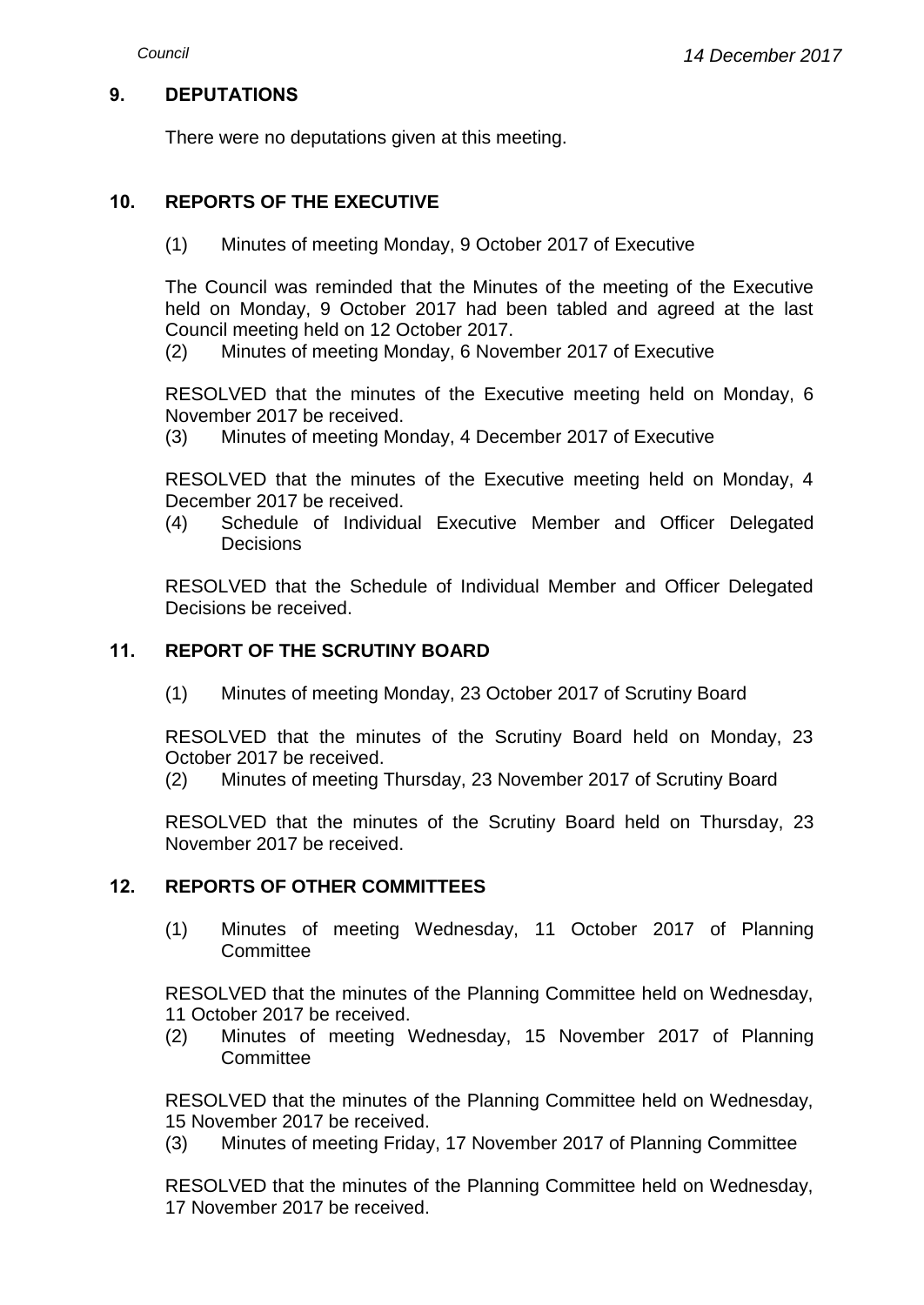## 9. DEPUTATIONS

There were no deputations given at this meeting.

## 10. REPORTS OF THE EXECUTIVE

(1) Minutes of meeting Monday, 9 October 2017 of Executive

The Council was reminded that the Minutes of the meeting of the Executive held on Monday, 9 October 2017 had been tabled and agreed at the last Council meeting held on 12 October 2017.

(2) Minutes of meeting Monday, 6 November 2017 of Executive

RESOLVED that the minutes of the Executive meeting held on Monday, 6 November 2017 be received.

(3) Minutes of meeting Monday, 4 December 2017 of Executive

RESOLVED that the minutes of the Executive meeting held on Monday, 4 December 2017 be received.

(4) Schedule of Individual Executive Member and Officer Delegated Decisions

RESOLVED that the Schedule of Individual Member and Officer Delegated Decisions be received.

## 11. REPORT OF THE SCRUTINY BOARD

(1) Minutes of meeting Monday, 23 October 2017 of Scrutiny Board

RESOLVED that the minutes of the Scrutiny Board held on Monday, 23 October 2017 be received.

(2) Minutes of meeting Thursday, 23 November 2017 of Scrutiny Board

RESOLVED that the minutes of the Scrutiny Board held on Thursday, 23 November 2017 be received.

## 12. REPORTS OF OTHER COMMITTEES

(1) Minutes of meeting Wednesday, 11 October 2017 of Planning Committee

RESOLVED that the minutes of the Planning Committee held on Wednesday, 11 October 2017 be received.

(2) Minutes of meeting Wednesday, 15 November 2017 of Planning Committee

RESOLVED that the minutes of the Planning Committee held on Wednesday, 15 November 2017 be received.

(3) Minutes of meeting Friday, 17 November 2017 of Planning Committee

RESOLVED that the minutes of the Planning Committee held on Wednesday, 17 November 2017 be received.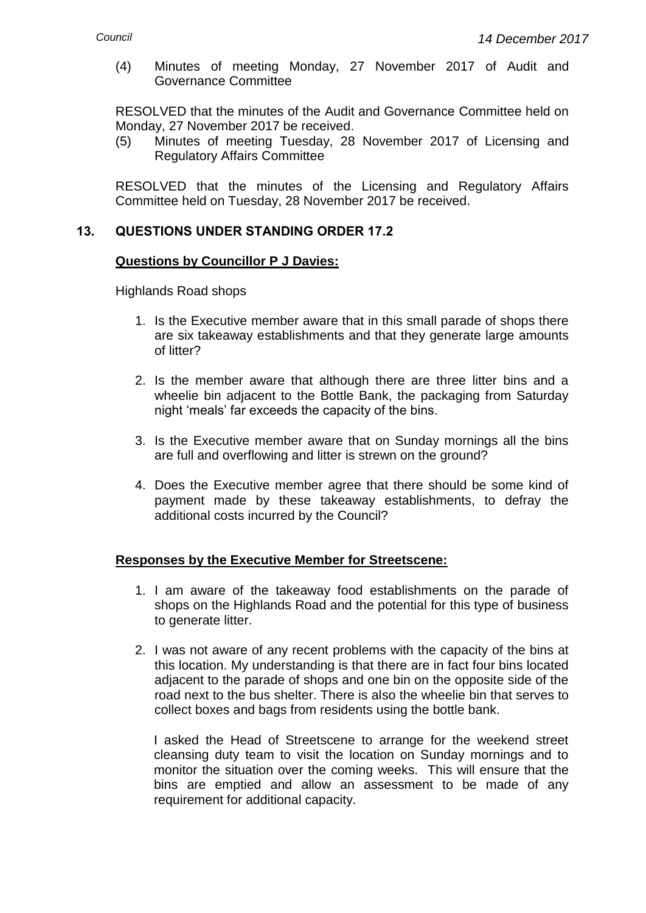(4) Minutes of meeting Monday, 27 November 2017 of Audit and Governance Committee

RESOLVED that the minutes of the Audit and Governance Committee held on Monday, 27 November 2017 be received.

(5) Minutes of meeting Tuesday, 28 November 2017 of Licensing and Regulatory Affairs Committee

RESOLVED that the minutes of the Licensing and Regulatory Affairs Committee held on Tuesday, 28 November 2017 be received.

## 13. QUESTIONS UNDER STANDING ORDER 17.2

**Questions by Councillor P J Davies:**

Highlands Road shops

1. Is the Executive member aware that in this small parade of shops there are six takeaway establishments and that they generate large amounts of litter?

2. Is the member aware that although there are three litter bins and a wheelie bin adjacent to the Bottle Bank, the packaging from Saturday night 'meals' far exceeds the capacity of the bins.

3. Is the Executive member aware that on Sunday mornings all the bins are full and overflowing and litter is strewn on the ground?

4. Does the Executive member agree that there should be some kind of payment made by these takeaway establishments, to defray the additional costs incurred by the Council?

**Responses by the Executive Member for Streetscene:**

1. I am aware of the takeaway food establishments on the parade of shops on the Highlands Road and the potential for this type of business to generate litter.

2. I was not aware of any recent problems with the capacity of the bins at this location. My understanding is that there are in fact four bins located adjacent to the parade of shops and one bin on the opposite side of the road next to the bus shelter. There is also the wheelie bin that serves to collect boxes and bags from residents using the bottle bank.

   I asked the Head of Streetscene to arrange for the weekend street cleansing duty team to visit the location on Sunday mornings and to monitor the situation over the coming weeks. This will ensure that the bins are emptied and allow an assessment to be made of any requirement for additional capacity.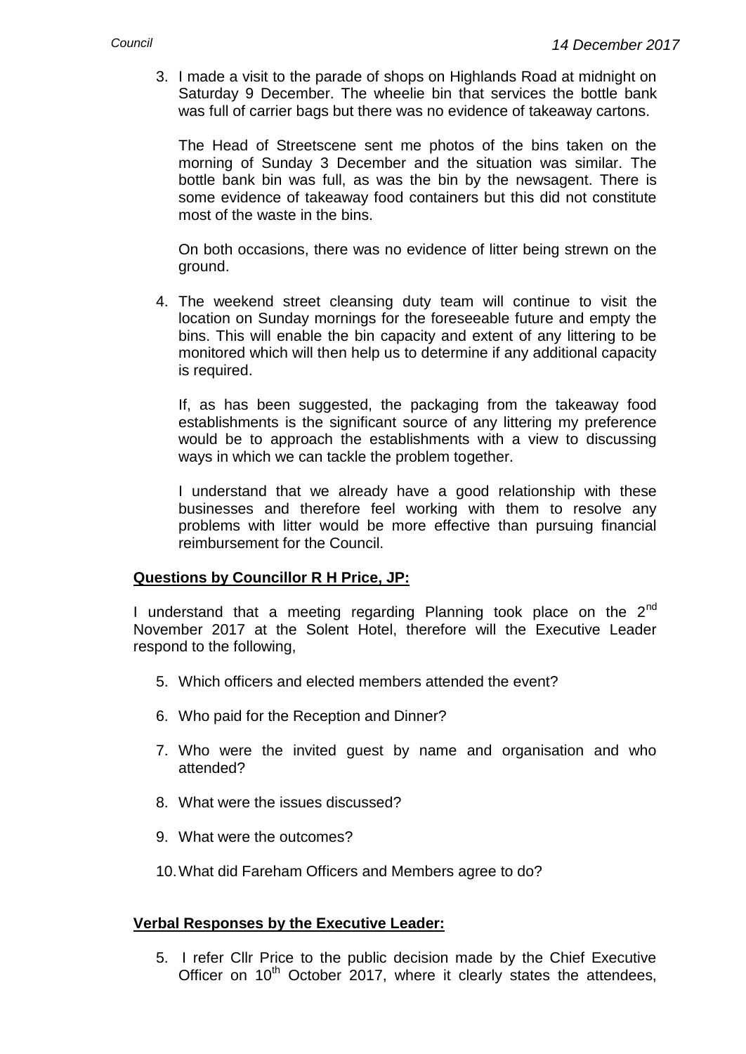3. I made a visit to the parade of shops on Highlands Road at midnight on Saturday 9 December. The wheelie bin that services the bottle bank was full of carrier bags but there was no evidence of takeaway cartons.

   The Head of Streetscene sent me photos of the bins taken on the morning of Sunday 3 December and the situation was similar. The bottle bank bin was full, as was the bin by the newsagent. There is some evidence of takeaway food containers but this did not constitute most of the waste in the bins.

   On both occasions, there was no evidence of litter being strewn on the ground.

4. The weekend street cleansing duty team will continue to visit the location on Sunday mornings for the foreseeable future and empty the bins. This will enable the bin capacity and extent of any littering to be monitored which will then help us to determine if any additional capacity is required.

   If, as has been suggested, the packaging from the takeaway food establishments is the significant source of any littering my preference would be to approach the establishments with a view to discussing ways in which we can tackle the problem together.

   I understand that we already have a good relationship with these businesses and therefore feel working with them to resolve any problems with litter would be more effective than pursuing financial reimbursement for the Council.

**Questions by Councillor R H Price, JP:**

I understand that a meeting regarding Planning took place on the 2nd November 2017 at the Solent Hotel, therefore will the Executive Leader respond to the following,

5. Which officers and elected members attended the event?

6. Who paid for the Reception and Dinner?

7. Who were the invited guest by name and organisation and who attended?

8. What were the issues discussed?

9. What were the outcomes?

10. What did Fareham Officers and Members agree to do?

**Verbal Responses by the Executive Leader:**

5. I refer Cllr Price to the public decision made by the Chief Executive Officer on 10th October 2017, where it clearly states the attendees,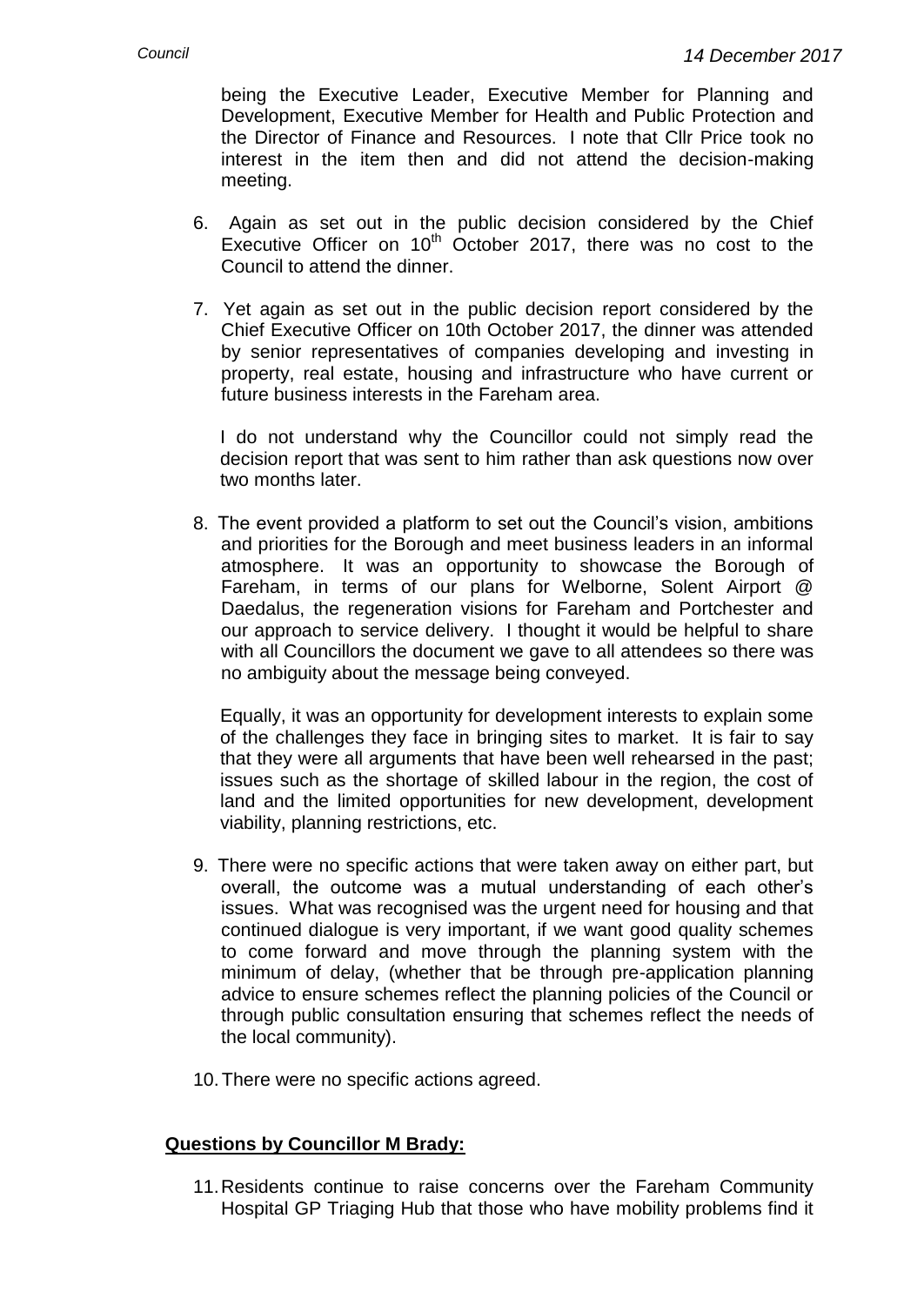being the Executive Leader, Executive Member for Planning and Development, Executive Member for Health and Public Protection and the Director of Finance and Resources. I note that Cllr Price took no interest in the item then and did not attend the decision-making meeting.

6. Again as set out in the public decision considered by the Chief Executive Officer on 10th October 2017, there was no cost to the Council to attend the dinner.

7. Yet again as set out in the public decision report considered by the Chief Executive Officer on 10th October 2017, the dinner was attended by senior representatives of companies developing and investing in property, real estate, housing and infrastructure who have current or future business interests in the Fareham area.

   I do not understand why the Councillor could not simply read the decision report that was sent to him rather than ask questions now over two months later.

8. The event provided a platform to set out the Council's vision, ambitions and priorities for the Borough and meet business leaders in an informal atmosphere. It was an opportunity to showcase the Borough of Fareham, in terms of our plans for Welborne, Solent Airport @ Daedalus, the regeneration visions for Fareham and Portchester and our approach to service delivery. I thought it would be helpful to share with all Councillors the document we gave to all attendees so there was no ambiguity about the message being conveyed.

   Equally, it was an opportunity for development interests to explain some of the challenges they face in bringing sites to market. It is fair to say that they were all arguments that have been well rehearsed in the past; issues such as the shortage of skilled labour in the region, the cost of land and the limited opportunities for new development, development viability, planning restrictions, etc.

9. There were no specific actions that were taken away on either part, but overall, the outcome was a mutual understanding of each other's issues. What was recognised was the urgent need for housing and that continued dialogue is very important, if we want good quality schemes to come forward and move through the planning system with the minimum of delay, (whether that be through pre-application planning advice to ensure schemes reflect the planning policies of the Council or through public consultation ensuring that schemes reflect the needs of the local community).

10. There were no specific actions agreed.

**Questions by Councillor M Brady:**

11. Residents continue to raise concerns over the Fareham Community Hospital GP Triaging Hub that those who have mobility problems find it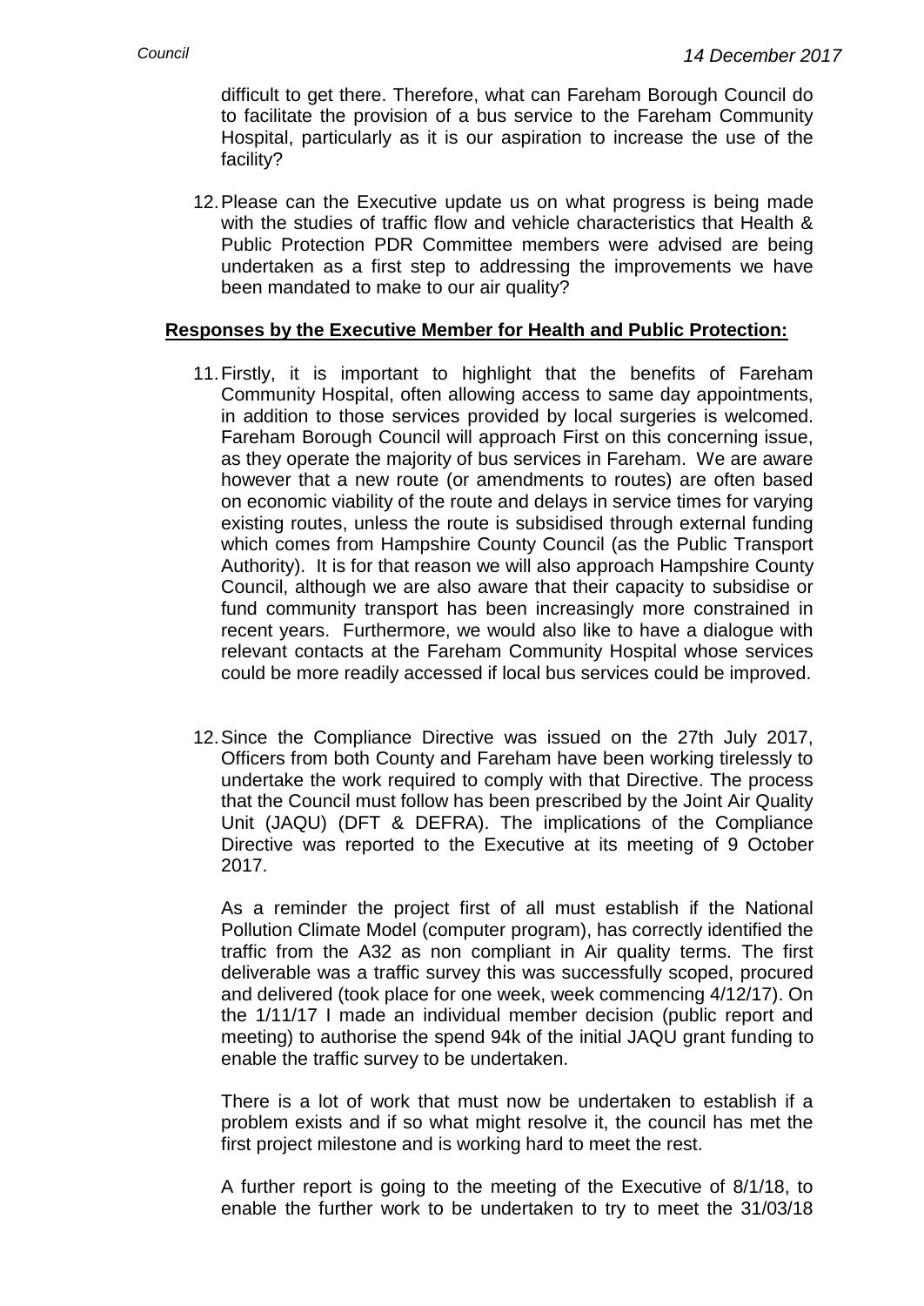difficult to get there. Therefore, what can Fareham Borough Council do to facilitate the provision of a bus service to the Fareham Community Hospital, particularly as it is our aspiration to increase the use of the facility?

12. Please can the Executive update us on what progress is being made with the studies of traffic flow and vehicle characteristics that Health & Public Protection PDR Committee members were advised are being undertaken as a first step to addressing the improvements we have been mandated to make to our air quality?

**Responses by the Executive Member for Health and Public Protection:**

11. Firstly, it is important to highlight that the benefits of Fareham Community Hospital, often allowing access to same day appointments, in addition to those services provided by local surgeries is welcomed. Fareham Borough Council will approach First on this concerning issue, as they operate the majority of bus services in Fareham. We are aware however that a new route (or amendments to routes) are often based on economic viability of the route and delays in service times for varying existing routes, unless the route is subsidised through external funding which comes from Hampshire County Council (as the Public Transport Authority). It is for that reason we will also approach Hampshire County Council, although we are also aware that their capacity to subsidise or fund community transport has been increasingly more constrained in recent years. Furthermore, we would also like to have a dialogue with relevant contacts at the Fareham Community Hospital whose services could be more readily accessed if local bus services could be improved.

12. Since the Compliance Directive was issued on the 27th July 2017, Officers from both County and Fareham have been working tirelessly to undertake the work required to comply with that Directive. The process that the Council must follow has been prescribed by the Joint Air Quality Unit (JAQU) (DFT & DEFRA). The implications of the Compliance Directive was reported to the Executive at its meeting of 9 October 2017.

    As a reminder the project first of all must establish if the National Pollution Climate Model (computer program), has correctly identified the traffic from the A32 as non compliant in Air quality terms. The first deliverable was a traffic survey this was successfully scoped, procured and delivered (took place for one week, week commencing 4/12/17). On the 1/11/17 I made an individual member decision (public report and meeting) to authorise the spend 94k of the initial JAQU grant funding to enable the traffic survey to be undertaken.

    There is a lot of work that must now be undertaken to establish if a problem exists and if so what might resolve it, the council has met the first project milestone and is working hard to meet the rest.

    A further report is going to the meeting of the Executive of 8/1/18, to enable the further work to be undertaken to try to meet the 31/03/18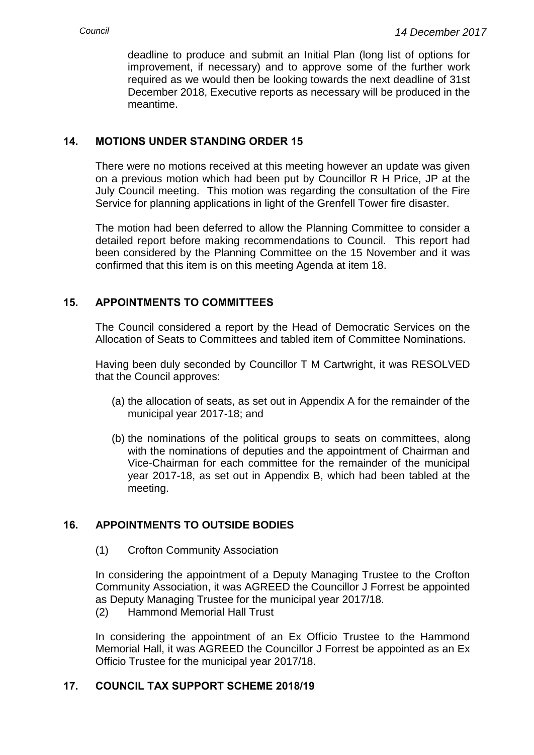deadline to produce and submit an Initial Plan (long list of options for improvement, if necessary) and to approve some of the further work required as we would then be looking towards the next deadline of 31st December 2018, Executive reports as necessary will be produced in the meantime.

## 14. MOTIONS UNDER STANDING ORDER 15

There were no motions received at this meeting however an update was given on a previous motion which had been put by Councillor R H Price, JP at the July Council meeting. This motion was regarding the consultation of the Fire Service for planning applications in light of the Grenfell Tower fire disaster.

The motion had been deferred to allow the Planning Committee to consider a detailed report before making recommendations to Council. This report had been considered by the Planning Committee on the 15 November and it was confirmed that this item is on this meeting Agenda at item 18.

## 15. APPOINTMENTS TO COMMITTEES

The Council considered a report by the Head of Democratic Services on the Allocation of Seats to Committees and tabled item of Committee Nominations.

Having been duly seconded by Councillor T M Cartwright, it was RESOLVED that the Council approves:

(a) the allocation of seats, as set out in Appendix A for the remainder of the municipal year 2017-18; and

(b) the nominations of the political groups to seats on committees, along with the nominations of deputies and the appointment of Chairman and Vice-Chairman for each committee for the remainder of the municipal year 2017-18, as set out in Appendix B, which had been tabled at the meeting.

## 16. APPOINTMENTS TO OUTSIDE BODIES

(1) Crofton Community Association

In considering the appointment of a Deputy Managing Trustee to the Crofton Community Association, it was AGREED the Councillor J Forrest be appointed as Deputy Managing Trustee for the municipal year 2017/18.

(2) Hammond Memorial Hall Trust

In considering the appointment of an Ex Officio Trustee to the Hammond Memorial Hall, it was AGREED the Councillor J Forrest be appointed as an Ex Officio Trustee for the municipal year 2017/18.

## 17. COUNCIL TAX SUPPORT SCHEME 2018/19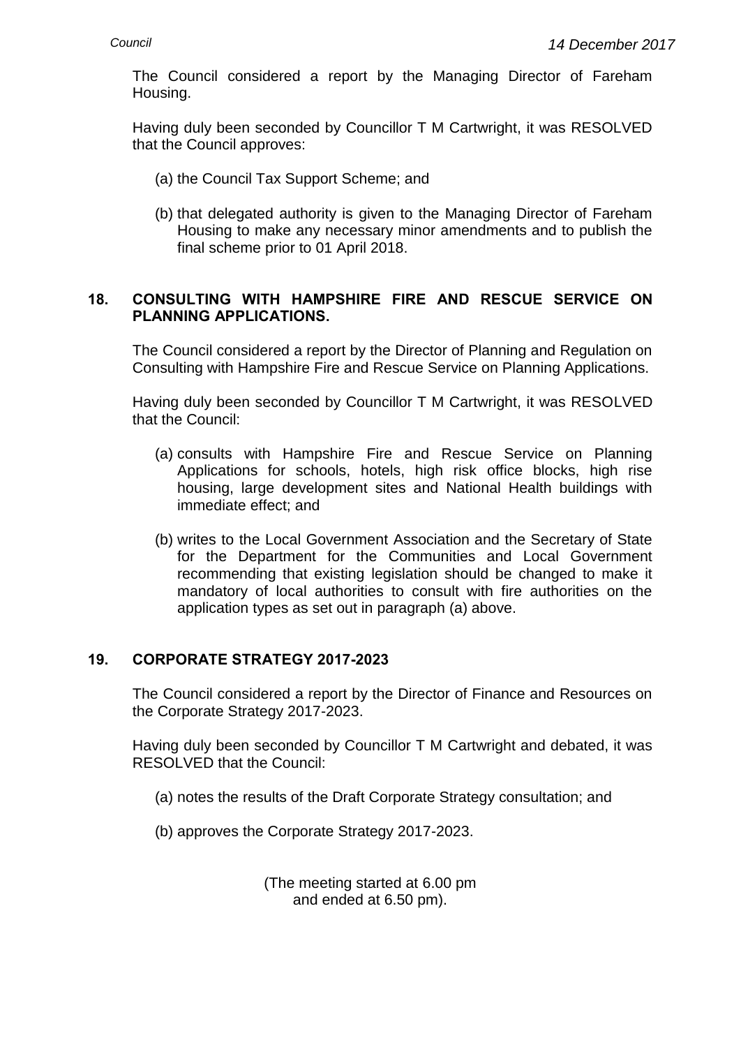The Council considered a report by the Managing Director of Fareham Housing.

Having duly been seconded by Councillor T M Cartwright, it was RESOLVED that the Council approves:

(a) the Council Tax Support Scheme; and

(b) that delegated authority is given to the Managing Director of Fareham Housing to make any necessary minor amendments and to publish the final scheme prior to 01 April 2018.

## 18. CONSULTING WITH HAMPSHIRE FIRE AND RESCUE SERVICE ON PLANNING APPLICATIONS.

The Council considered a report by the Director of Planning and Regulation on Consulting with Hampshire Fire and Rescue Service on Planning Applications.

Having duly been seconded by Councillor T M Cartwright, it was RESOLVED that the Council:

(a) consults with Hampshire Fire and Rescue Service on Planning Applications for schools, hotels, high risk office blocks, high rise housing, large development sites and National Health buildings with immediate effect; and

(b) writes to the Local Government Association and the Secretary of State for the Department for the Communities and Local Government recommending that existing legislation should be changed to make it mandatory of local authorities to consult with fire authorities on the application types as set out in paragraph (a) above.

## 19. CORPORATE STRATEGY 2017-2023

The Council considered a report by the Director of Finance and Resources on the Corporate Strategy 2017-2023.

Having duly been seconded by Councillor T M Cartwright and debated, it was RESOLVED that the Council:

(a) notes the results of the Draft Corporate Strategy consultation; and

(b) approves the Corporate Strategy 2017-2023.

(The meeting started at 6.00 pm and ended at 6.50 pm).